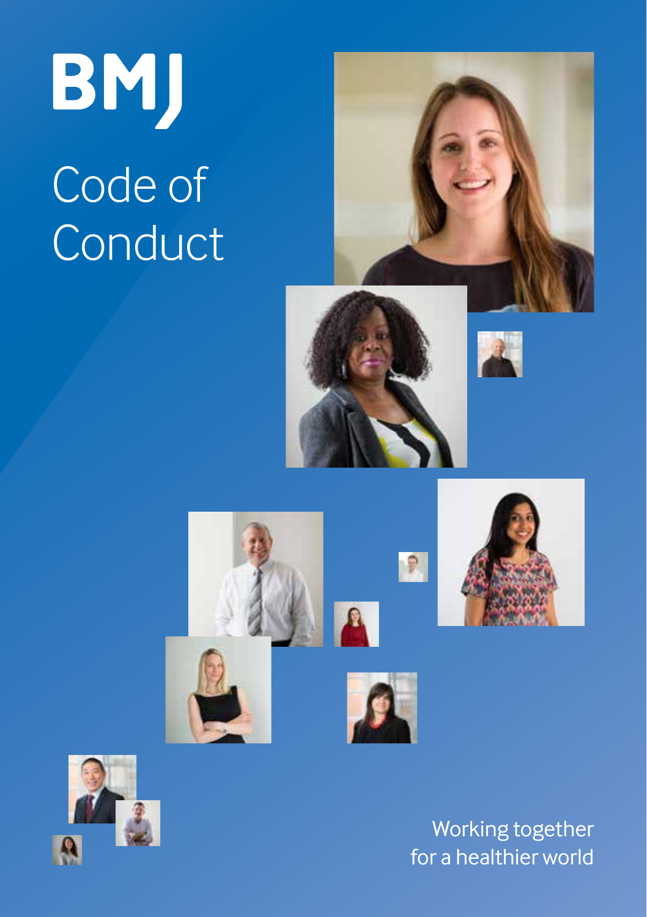BMJ

# Code of Conduct

Working together for a healthier world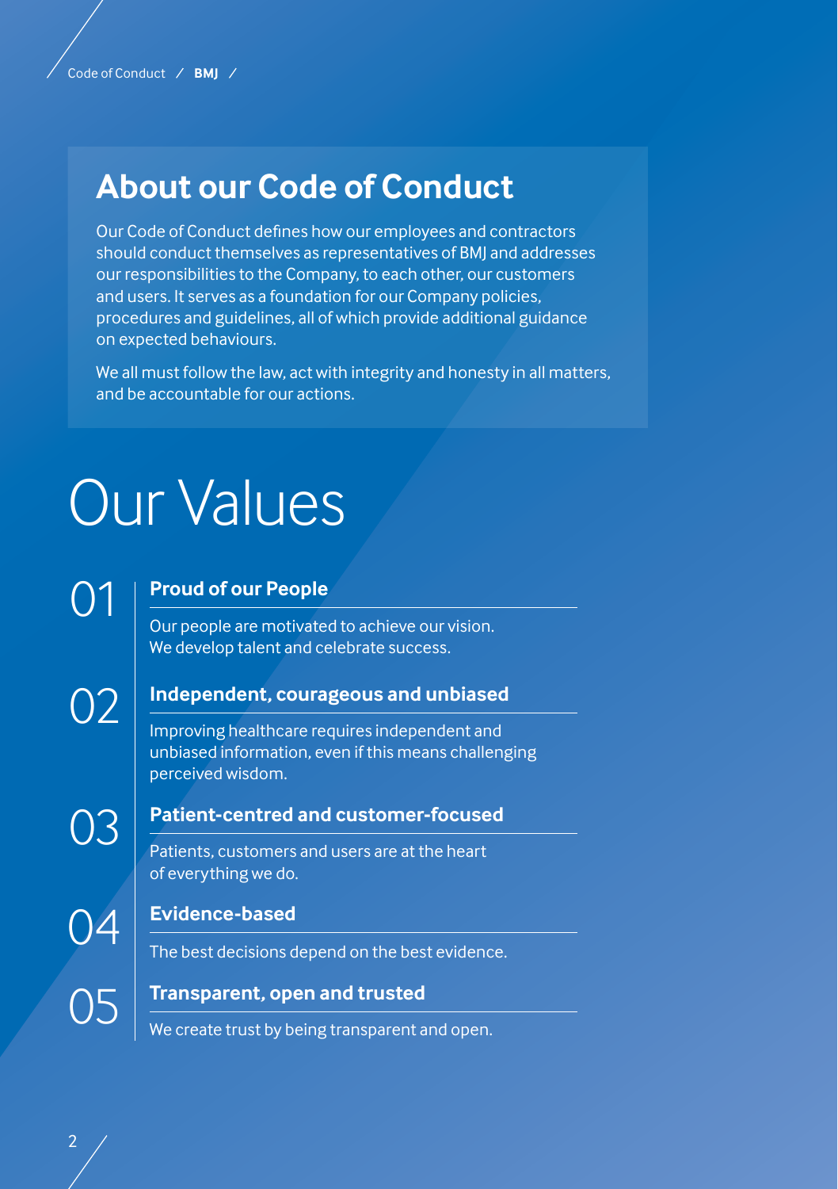## About our Code of Conduct

Our Code of Conduct defines how our employees and contractors should conduct themselves as representatives of BMJ and addresses our responsibilities to the Company, to each other, our customers and users. It serves as a foundation for our Company policies, procedures and guidelines, all of which provide additional guidance on expected behaviours.

We all must follow the law, act with integrity and honesty in all matters, and be accountable for our actions.

# Our Values

### 01 Proud of our People

Our people are motivated to achieve our vision. We develop talent and celebrate success.

### 02 Independent, courageous and unbiased

Improving healthcare requires independent and unbiased information, even if this means challenging perceived wisdom.

### 03 Patient-centred and customer-focused

Patients, customers and users are at the heart of everything we do.

### 04 Evidence-based

The best decisions depend on the best evidence.

### 05 Transparent, open and trusted

We create trust by being transparent and open.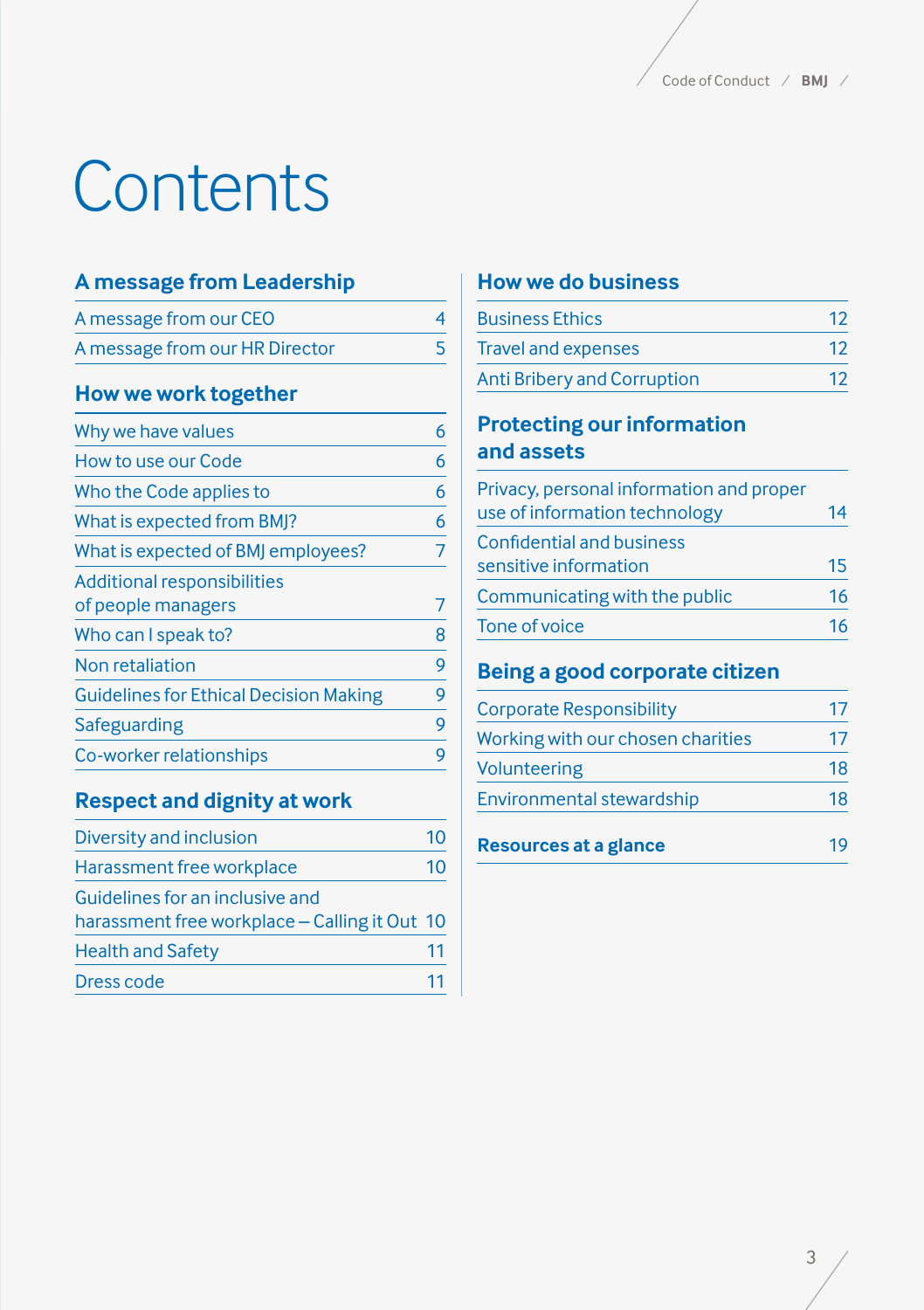# Contents

## A message from Leadership

| | |
|---|---|
| A message from our CEO | 4 |
| A message from our HR Director | 5 |

## How we work together

| | |
|---|---|
| Why we have values | 6 |
| How to use our Code | 6 |
| Who the Code applies to | 6 |
| What is expected from BMJ? | 6 |
| What is expected of BMJ employees? | 7 |
| Additional responsibilities of people managers | 7 |
| Who can I speak to? | 8 |
| Non retaliation | 9 |
| Guidelines for Ethical Decision Making | 9 |
| Safeguarding | 9 |
| Co-worker relationships | 9 |

## Respect and dignity at work

| | |
|---|---|
| Diversity and inclusion | 10 |
| Harassment free workplace | 10 |
| Guidelines for an inclusive and harassment free workplace – Calling it Out | 10 |
| Health and Safety | 11 |
| Dress code | 11 |

## How we do business

| | |
|---|---|
| Business Ethics | 12 |
| Travel and expenses | 12 |
| Anti Bribery and Corruption | 12 |

## Protecting our information and assets

| | |
|---|---|
| Privacy, personal information and proper use of information technology | 14 |
| Confidential and business sensitive information | 15 |
| Communicating with the public | 16 |
| Tone of voice | 16 |

## Being a good corporate citizen

| | |
|---|---|
| Corporate Responsibility | 17 |
| Working with our chosen charities | 17 |
| Volunteering | 18 |
| Environmental stewardship | 18 |

## Resources at a glance 19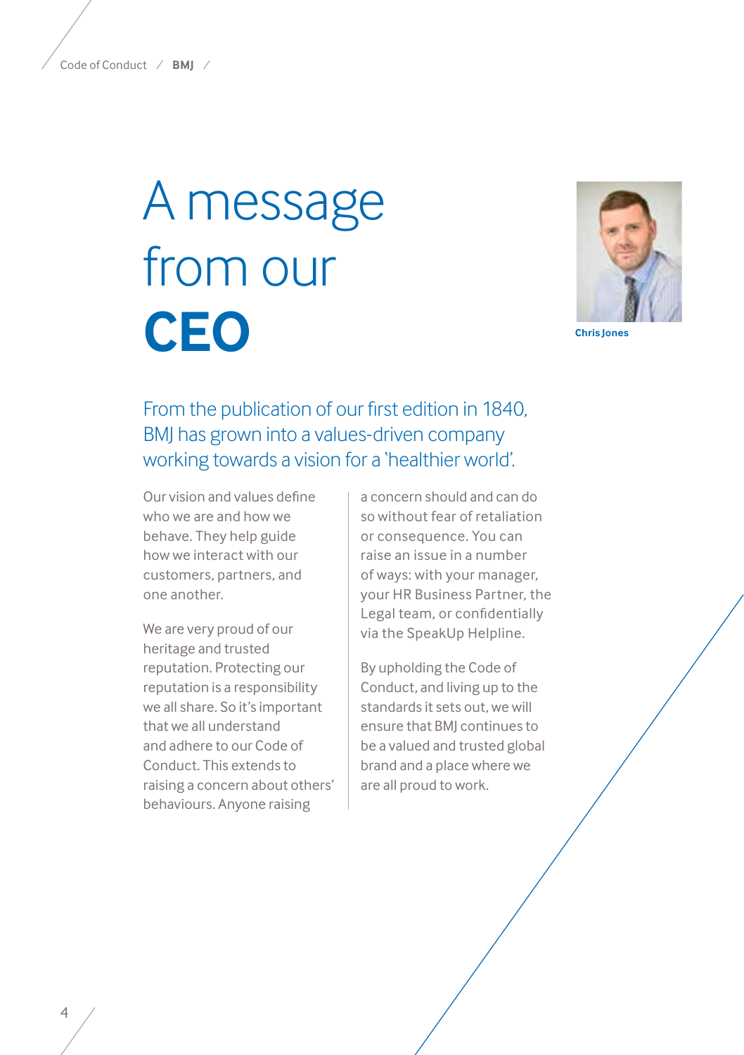# A message from our **CEO**

Chris Jones

From the publication of our first edition in 1840, BMJ has grown into a values-driven company working towards a vision for a 'healthier world'.

Our vision and values define who we are and how we behave. They help guide how we interact with our customers, partners, and one another.

We are very proud of our heritage and trusted reputation. Protecting our reputation is a responsibility we all share. So it's important that we all understand and adhere to our Code of Conduct. This extends to raising a concern about others' behaviours. Anyone raising a concern should and can do so without fear of retaliation or consequence. You can raise an issue in a number of ways: with your manager, your HR Business Partner, the Legal team, or confidentially via the SpeakUp Helpline.

By upholding the Code of Conduct, and living up to the standards it sets out, we will ensure that BMJ continues to be a valued and trusted global brand and a place where we are all proud to work.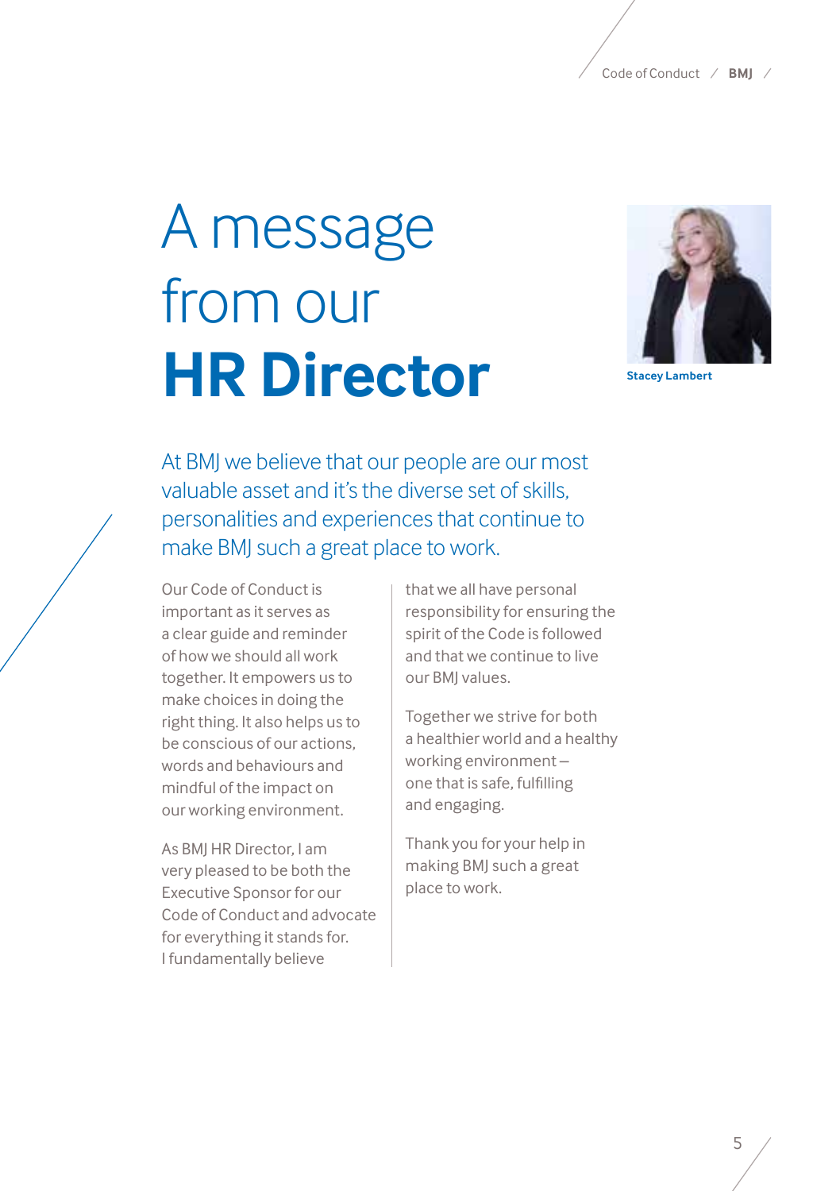# A message from our **HR Director**

Stacey Lambert

At BMJ we believe that our people are our most valuable asset and it's the diverse set of skills, personalities and experiences that continue to make BMJ such a great place to work.

Our Code of Conduct is important as it serves as a clear guide and reminder of how we should all work together. It empowers us to make choices in doing the right thing. It also helps us to be conscious of our actions, words and behaviours and mindful of the impact on our working environment.

As BMJ HR Director, I am very pleased to be both the Executive Sponsor for our Code of Conduct and advocate for everything it stands for. I fundamentally believe that we all have personal responsibility for ensuring the spirit of the Code is followed and that we continue to live our BMJ values.

Together we strive for both a healthier world and a healthy working environment – one that is safe, fulfilling and engaging.

Thank you for your help in making BMJ such a great place to work.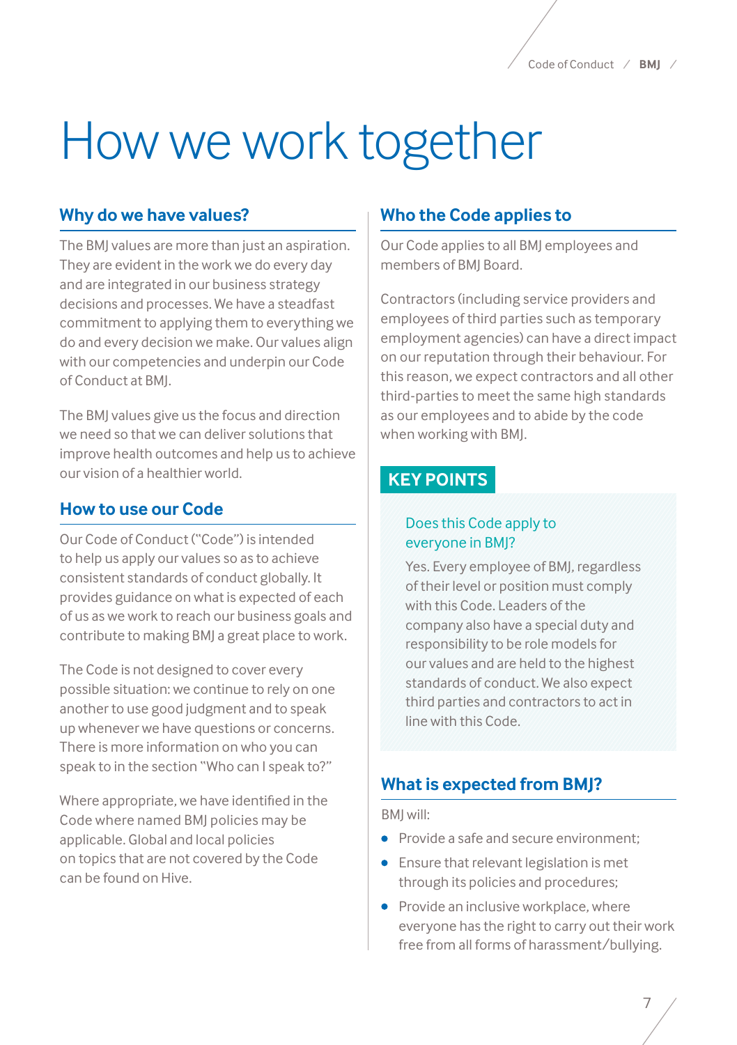# How we work together

## Why do we have values?

The BMJ values are more than just an aspiration. They are evident in the work we do every day and are integrated in our business strategy decisions and processes. We have a steadfast commitment to applying them to everything we do and every decision we make. Our values align with our competencies and underpin our Code of Conduct at BMJ.

The BMJ values give us the focus and direction we need so that we can deliver solutions that improve health outcomes and help us to achieve our vision of a healthier world.

## How to use our Code

Our Code of Conduct ("Code") is intended to help us apply our values so as to achieve consistent standards of conduct globally. It provides guidance on what is expected of each of us as we work to reach our business goals and contribute to making BMJ a great place to work.

The Code is not designed to cover every possible situation: we continue to rely on one another to use good judgment and to speak up whenever we have questions or concerns. There is more information on who you can speak to in the section "Who can I speak to?"

Where appropriate, we have identified in the Code where named BMJ policies may be applicable. Global and local policies on topics that are not covered by the Code can be found on Hive.

## Who the Code applies to

Our Code applies to all BMJ employees and members of BMJ Board.

Contractors (including service providers and employees of third parties such as temporary employment agencies) can have a direct impact on our reputation through their behaviour. For this reason, we expect contractors and all other third-parties to meet the same high standards as our employees and to abide by the code when working with BMJ.

### KEY POINTS

**Does this Code apply to everyone in BMJ?**

Yes. Every employee of BMJ, regardless of their level or position must comply with this Code. Leaders of the company also have a special duty and responsibility to be role models for our values and are held to the highest standards of conduct. We also expect third parties and contractors to act in line with this Code.

## What is expected from BMJ?

BMJ will:

- Provide a safe and secure environment;
- Ensure that relevant legislation is met through its policies and procedures;
- Provide an inclusive workplace, where everyone has the right to carry out their work free from all forms of harassment/bullying.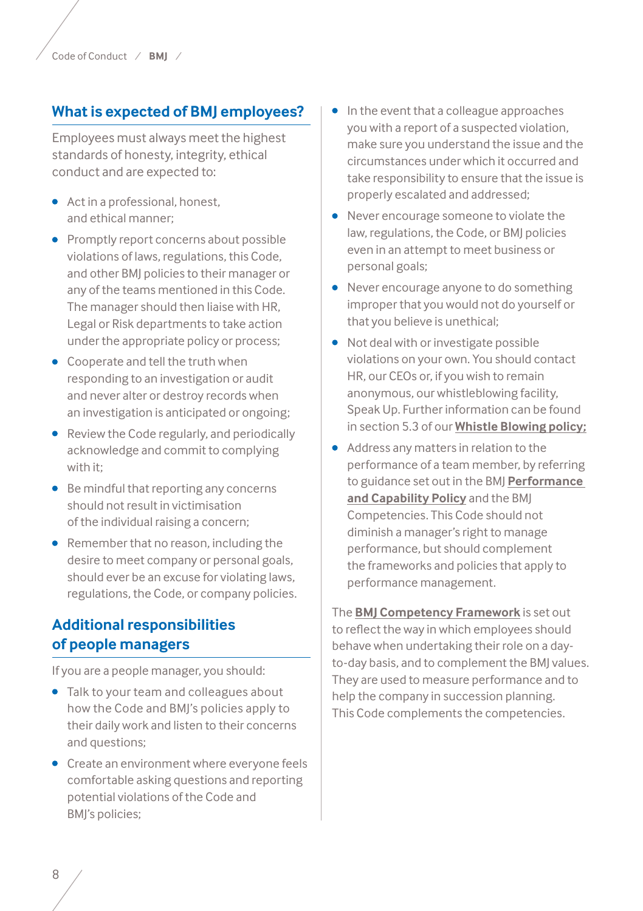## What is expected of BMJ employees?

Employees must always meet the highest standards of honesty, integrity, ethical conduct and are expected to:

- Act in a professional, honest, and ethical manner;
- Promptly report concerns about possible violations of laws, regulations, this Code, and other BMJ policies to their manager or any of the teams mentioned in this Code. The manager should then liaise with HR, Legal or Risk departments to take action under the appropriate policy or process;
- Cooperate and tell the truth when responding to an investigation or audit and never alter or destroy records when an investigation is anticipated or ongoing;
- Review the Code regularly, and periodically acknowledge and commit to complying with it;
- Be mindful that reporting any concerns should not result in victimisation of the individual raising a concern;
- Remember that no reason, including the desire to meet company or personal goals, should ever be an excuse for violating laws, regulations, the Code, or company policies.

## Additional responsibilities of people managers

If you are a people manager, you should:

- Talk to your team and colleagues about how the Code and BMJ's policies apply to their daily work and listen to their concerns and questions;
- Create an environment where everyone feels comfortable asking questions and reporting potential violations of the Code and BMJ's policies;
- In the event that a colleague approaches you with a report of a suspected violation, make sure you understand the issue and the circumstances under which it occurred and take responsibility to ensure that the issue is properly escalated and addressed;
- Never encourage someone to violate the law, regulations, the Code, or BMJ policies even in an attempt to meet business or personal goals;
- Never encourage anyone to do something improper that you would not do yourself or that you believe is unethical;
- Not deal with or investigate possible violations on your own. You should contact HR, our CEOs or, if you wish to remain anonymous, our whistleblowing facility, Speak Up. Further information can be found in section 5.3 of our **Whistle Blowing policy;**
- Address any matters in relation to the performance of a team member, by referring to guidance set out in the BMJ **Performance and Capability Policy** and the BMJ Competencies. This Code should not diminish a manager's right to manage performance, but should complement the frameworks and policies that apply to performance management.

The **BMJ Competency Framework** is set out to reflect the way in which employees should behave when undertaking their role on a day-to-day basis, and to complement the BMJ values. They are used to measure performance and to help the company in succession planning. This Code complements the competencies.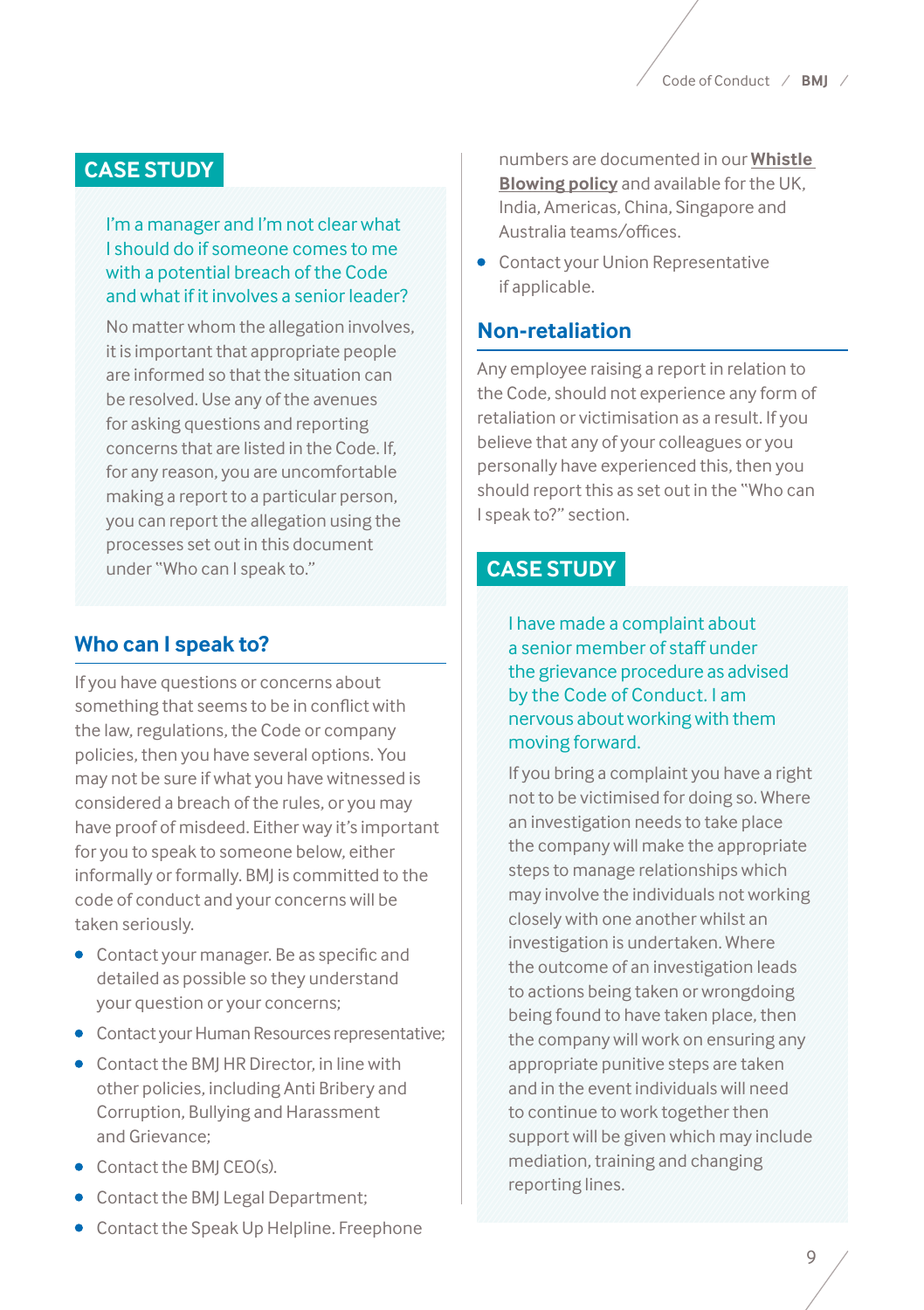## CASE STUDY

**I'm a manager and I'm not clear what I should do if someone comes to me with a potential breach of the Code and what if it involves a senior leader?**

No matter whom the allegation involves, it is important that appropriate people are informed so that the situation can be resolved. Use any of the avenues for asking questions and reporting concerns that are listed in the Code. If, for any reason, you are uncomfortable making a report to a particular person, you can report the allegation using the processes set out in this document under "Who can I speak to."

## Who can I speak to?

If you have questions or concerns about something that seems to be in conflict with the law, regulations, the Code or company policies, then you have several options. You may not be sure if what you have witnessed is considered a breach of the rules, or you may have proof of misdeed. Either way it's important for you to speak to someone below, either informally or formally. BMJ is committed to the code of conduct and your concerns will be taken seriously.

- Contact your manager. Be as specific and detailed as possible so they understand your question or your concerns;
- Contact your Human Resources representative;
- Contact the BMJ HR Director, in line with other policies, including Anti Bribery and Corruption, Bullying and Harassment and Grievance;
- Contact the BMJ CEO(s).
- Contact the BMJ Legal Department;
- Contact the Speak Up Helpline. Freephone numbers are documented in our **Whistle Blowing policy** and available for the UK, India, Americas, China, Singapore and Australia teams/offices.
- Contact your Union Representative if applicable.

## Non-retaliation

Any employee raising a report in relation to the Code, should not experience any form of retaliation or victimisation as a result. If you believe that any of your colleagues or you personally have experienced this, then you should report this as set out in the "Who can I speak to?" section.

## CASE STUDY

**I have made a complaint about a senior member of staff under the grievance procedure as advised by the Code of Conduct. I am nervous about working with them moving forward.**

If you bring a complaint you have a right not to be victimised for doing so. Where an investigation needs to take place the company will make the appropriate steps to manage relationships which may involve the individuals not working closely with one another whilst an investigation is undertaken. Where the outcome of an investigation leads to actions being taken or wrongdoing being found to have taken place, then the company will work on ensuring any appropriate punitive steps are taken and in the event individuals will need to continue to work together then support will be given which may include mediation, training and changing reporting lines.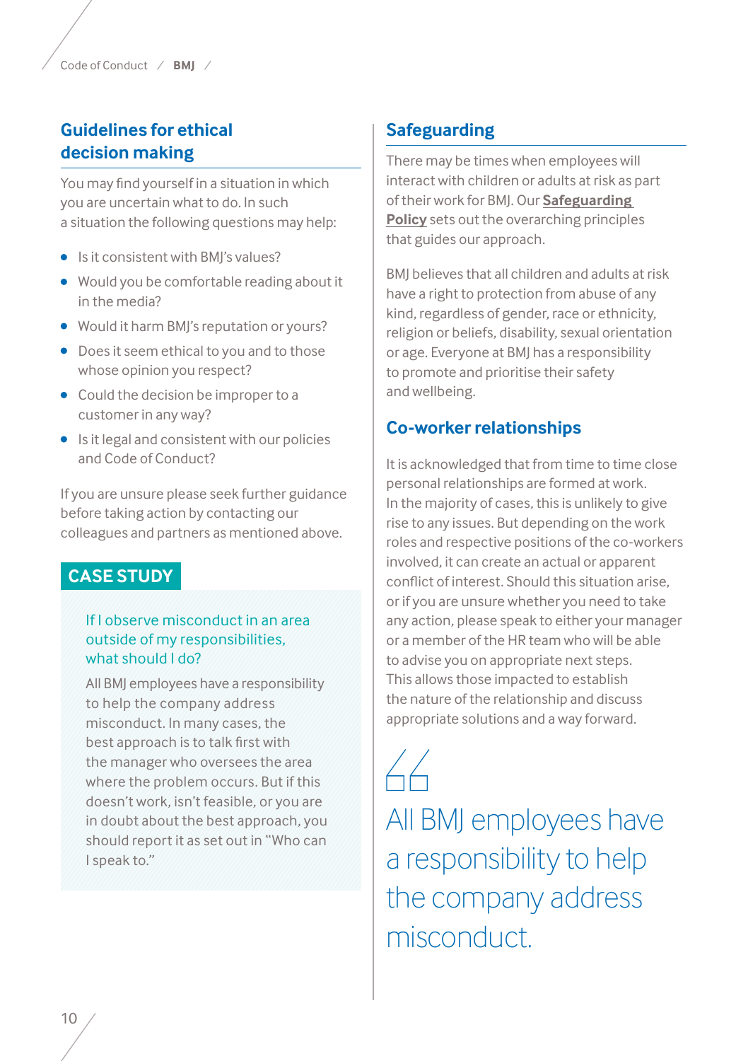## Guidelines for ethical decision making

You may find yourself in a situation in which you are uncertain what to do. In such a situation the following questions may help:

- Is it consistent with BMJ's values?
- Would you be comfortable reading about it in the media?
- Would it harm BMJ's reputation or yours?
- Does it seem ethical to you and to those whose opinion you respect?
- Could the decision be improper to a customer in any way?
- Is it legal and consistent with our policies and Code of Conduct?

If you are unsure please seek further guidance before taking action by contacting our colleagues and partners as mentioned above.

**CASE STUDY**

**If I observe misconduct in an area outside of my responsibilities, what should I do?**

All BMJ employees have a responsibility to help the company address misconduct. In many cases, the best approach is to talk first with the manager who oversees the area where the problem occurs. But if this doesn't work, isn't feasible, or you are in doubt about the best approach, you should report it as set out in "Who can I speak to."

## Safeguarding

There may be times when employees will interact with children or adults at risk as part of their work for BMJ. Our **Safeguarding Policy** sets out the overarching principles that guides our approach.

BMJ believes that all children and adults at risk have a right to protection from abuse of any kind, regardless of gender, race or ethnicity, religion or beliefs, disability, sexual orientation or age. Everyone at BMJ has a responsibility to promote and prioritise their safety and wellbeing.

## Co-worker relationships

It is acknowledged that from time to time close personal relationships are formed at work. In the majority of cases, this is unlikely to give rise to any issues. But depending on the work roles and respective positions of the co-workers involved, it can create an actual or apparent conflict of interest. Should this situation arise, or if you are unsure whether you need to take any action, please speak to either your manager or a member of the HR team who will be able to advise you on appropriate next steps. This allows those impacted to establish the nature of the relationship and discuss appropriate solutions and a way forward.

> All BMJ employees have a responsibility to help the company address misconduct.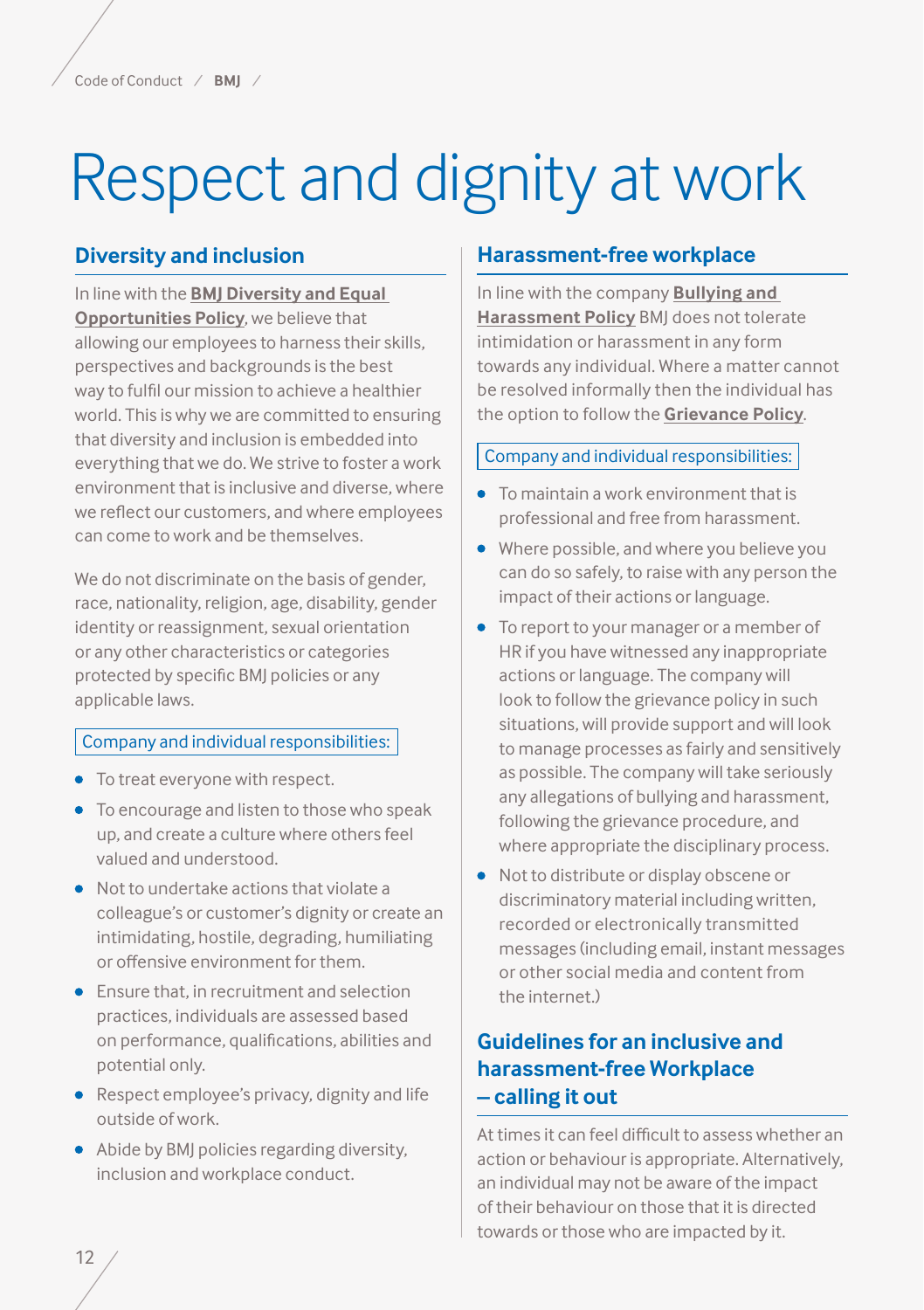# Respect and dignity at work

## Diversity and inclusion

In line with the **BMJ Diversity and Equal Opportunities Policy**, we believe that allowing our employees to harness their skills, perspectives and backgrounds is the best way to fulfil our mission to achieve a healthier world. This is why we are committed to ensuring that diversity and inclusion is embedded into everything that we do. We strive to foster a work environment that is inclusive and diverse, where we reflect our customers, and where employees can come to work and be themselves.

We do not discriminate on the basis of gender, race, nationality, religion, age, disability, gender identity or reassignment, sexual orientation or any other characteristics or categories protected by specific BMJ policies or any applicable laws.

Company and individual responsibilities:

- To treat everyone with respect.
- To encourage and listen to those who speak up, and create a culture where others feel valued and understood.
- Not to undertake actions that violate a colleague's or customer's dignity or create an intimidating, hostile, degrading, humiliating or offensive environment for them.
- Ensure that, in recruitment and selection practices, individuals are assessed based on performance, qualifications, abilities and potential only.
- Respect employee's privacy, dignity and life outside of work.
- Abide by BMJ policies regarding diversity, inclusion and workplace conduct.

## Harassment-free workplace

In line with the company **Bullying and Harassment Policy** BMJ does not tolerate intimidation or harassment in any form towards any individual. Where a matter cannot be resolved informally then the individual has the option to follow the **Grievance Policy**.

Company and individual responsibilities:

- To maintain a work environment that is professional and free from harassment.
- Where possible, and where you believe you can do so safely, to raise with any person the impact of their actions or language.
- To report to your manager or a member of HR if you have witnessed any inappropriate actions or language. The company will look to follow the grievance policy in such situations, will provide support and will look to manage processes as fairly and sensitively as possible. The company will take seriously any allegations of bullying and harassment, following the grievance procedure, and where appropriate the disciplinary process.
- Not to distribute or display obscene or discriminatory material including written, recorded or electronically transmitted messages (including email, instant messages or other social media and content from the internet.)

## Guidelines for an inclusive and harassment-free Workplace – calling it out

At times it can feel difficult to assess whether an action or behaviour is appropriate. Alternatively, an individual may not be aware of the impact of their behaviour on those that it is directed towards or those who are impacted by it.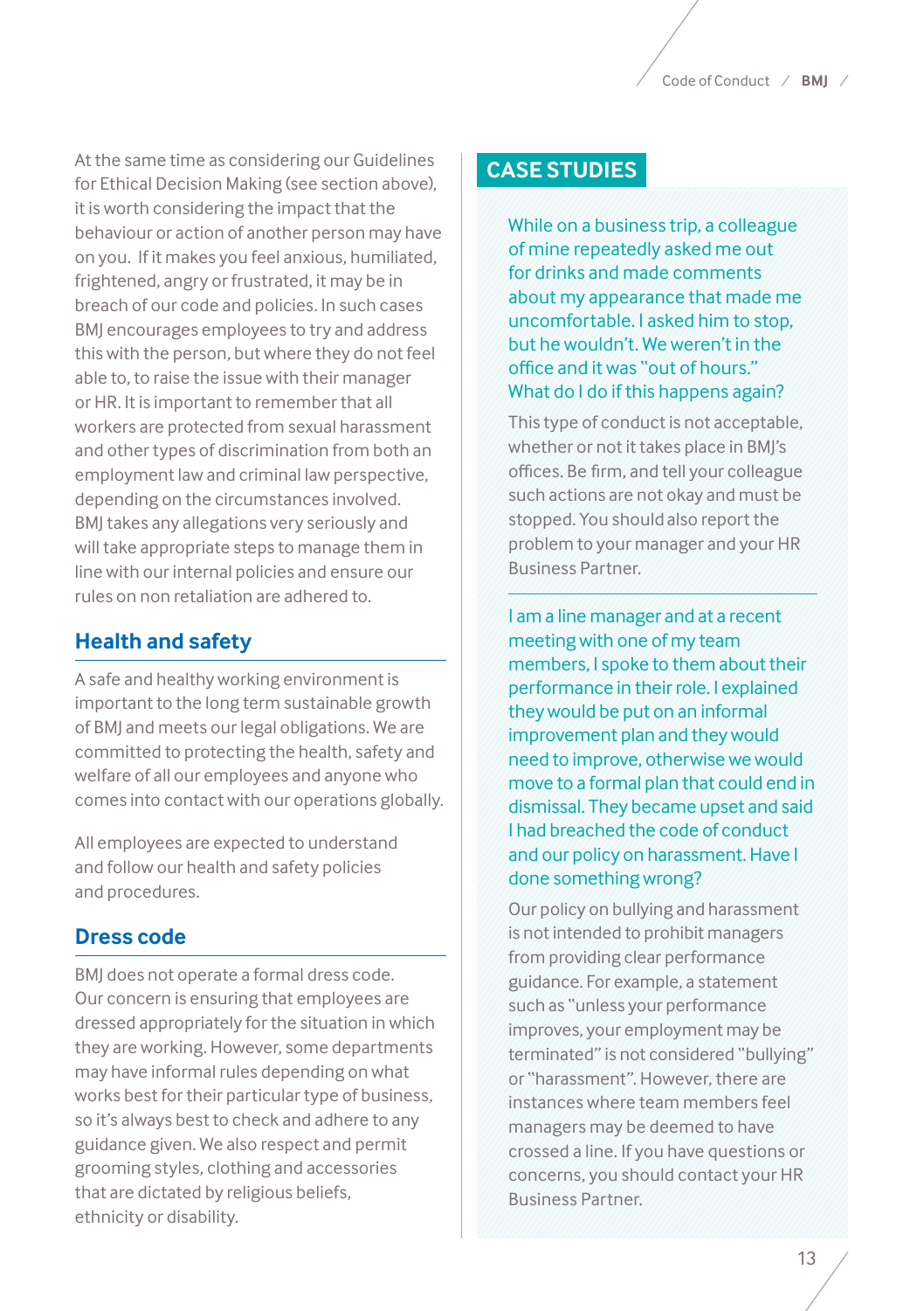At the same time as considering our Guidelines for Ethical Decision Making (see section above), it is worth considering the impact that the behaviour or action of another person may have on you. If it makes you feel anxious, humiliated, frightened, angry or frustrated, it may be in breach of our code and policies. In such cases BMJ encourages employees to try and address this with the person, but where they do not feel able to, to raise the issue with their manager or HR. It is important to remember that all workers are protected from sexual harassment and other types of discrimination from both an employment law and criminal law perspective, depending on the circumstances involved. BMJ takes any allegations very seriously and will take appropriate steps to manage them in line with our internal policies and ensure our rules on non retaliation are adhered to.

## Health and safety

A safe and healthy working environment is important to the long term sustainable growth of BMJ and meets our legal obligations. We are committed to protecting the health, safety and welfare of all our employees and anyone who comes into contact with our operations globally.

All employees are expected to understand and follow our health and safety policies and procedures.

## Dress code

BMJ does not operate a formal dress code. Our concern is ensuring that employees are dressed appropriately for the situation in which they are working. However, some departments may have informal rules depending on what works best for their particular type of business, so it's always best to check and adhere to any guidance given. We also respect and permit grooming styles, clothing and accessories that are dictated by religious beliefs, ethnicity or disability.

## CASE STUDIES

**While on a business trip, a colleague of mine repeatedly asked me out for drinks and made comments about my appearance that made me uncomfortable. I asked him to stop, but he wouldn't. We weren't in the office and it was "out of hours." What do I do if this happens again?**

This type of conduct is not acceptable, whether or not it takes place in BMJ's offices. Be firm, and tell your colleague such actions are not okay and must be stopped. You should also report the problem to your manager and your HR Business Partner.

---

**I am a line manager and at a recent meeting with one of my team members, I spoke to them about their performance in their role. I explained they would be put on an informal improvement plan and they would need to improve, otherwise we would move to a formal plan that could end in dismissal. They became upset and said I had breached the code of conduct and our policy on harassment. Have I done something wrong?**

Our policy on bullying and harassment is not intended to prohibit managers from providing clear performance guidance. For example, a statement such as "unless your performance improves, your employment may be terminated" is not considered "bullying" or "harassment". However, there are instances where team members feel managers may be deemed to have crossed a line. If you have questions or concerns, you should contact your HR Business Partner.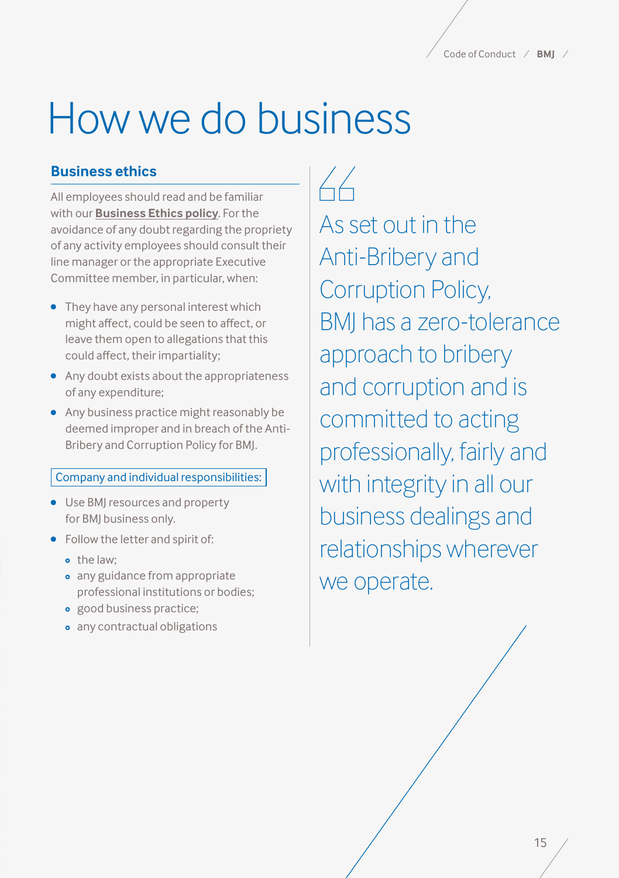# How we do business

## Business ethics

All employees should read and be familiar with our **Business Ethics policy**. For the avoidance of any doubt regarding the propriety of any activity employees should consult their line manager or the appropriate Executive Committee member, in particular, when:

- They have any personal interest which might affect, could be seen to affect, or leave them open to allegations that this could affect, their impartiality;
- Any doubt exists about the appropriateness of any expenditure;
- Any business practice might reasonably be deemed improper and in breach of the Anti-Bribery and Corruption Policy for BMJ.

Company and individual responsibilities:

- Use BMJ resources and property for BMJ business only.
- Follow the letter and spirit of:
  - the law;
  - any guidance from appropriate professional institutions or bodies;
  - good business practice;
  - any contractual obligations

> As set out in the Anti-Bribery and Corruption Policy, BMJ has a zero-tolerance approach to bribery and corruption and is committed to acting professionally, fairly and with integrity in all our business dealings and relationships wherever we operate.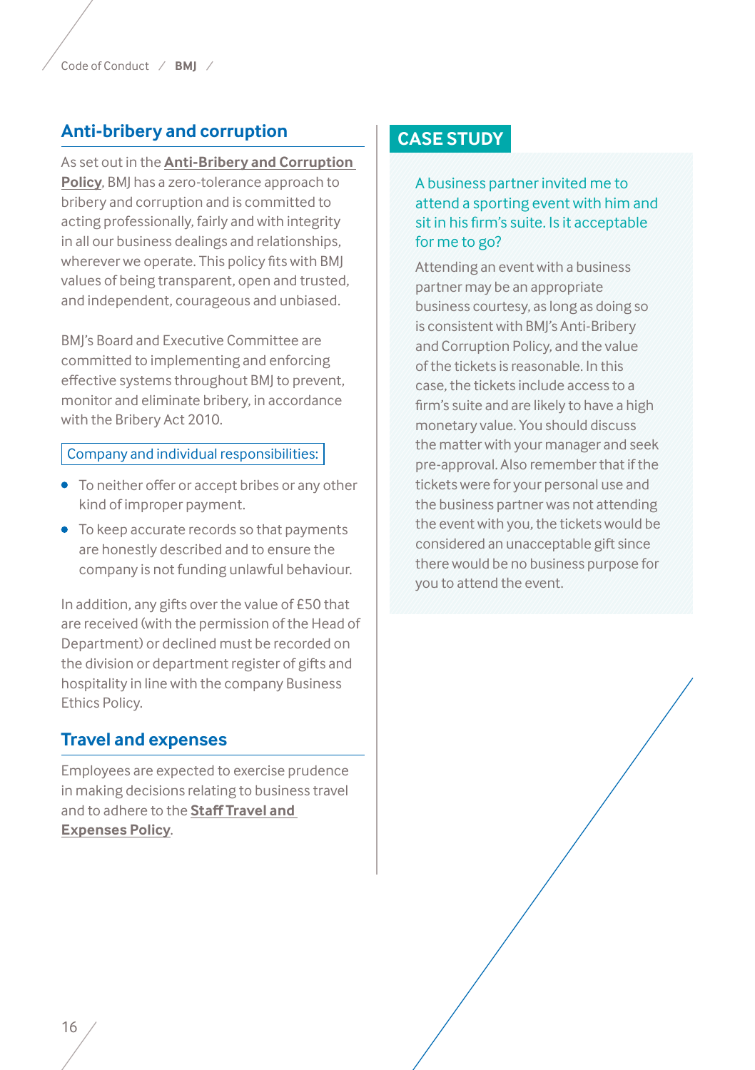## Anti-bribery and corruption

As set out in the **Anti-Bribery and Corruption Policy**, BMJ has a zero-tolerance approach to bribery and corruption and is committed to acting professionally, fairly and with integrity in all our business dealings and relationships, wherever we operate. This policy fits with BMJ values of being transparent, open and trusted, and independent, courageous and unbiased.

BMJ's Board and Executive Committee are committed to implementing and enforcing effective systems throughout BMJ to prevent, monitor and eliminate bribery, in accordance with the Bribery Act 2010.

**Company and individual responsibilities:**

- To neither offer or accept bribes or any other kind of improper payment.
- To keep accurate records so that payments are honestly described and to ensure the company is not funding unlawful behaviour.

In addition, any gifts over the value of £50 that are received (with the permission of the Head of Department) or declined must be recorded on the division or department register of gifts and hospitality in line with the company Business Ethics Policy.

## Travel and expenses

Employees are expected to exercise prudence in making decisions relating to business travel and to adhere to the **Staff Travel and Expenses Policy**.

## CASE STUDY

A business partner invited me to attend a sporting event with him and sit in his firm's suite. Is it acceptable for me to go?

Attending an event with a business partner may be an appropriate business courtesy, as long as doing so is consistent with BMJ's Anti-Bribery and Corruption Policy, and the value of the tickets is reasonable. In this case, the tickets include access to a firm's suite and are likely to have a high monetary value. You should discuss the matter with your manager and seek pre-approval. Also remember that if the tickets were for your personal use and the business partner was not attending the event with you, the tickets would be considered an unacceptable gift since there would be no business purpose for you to attend the event.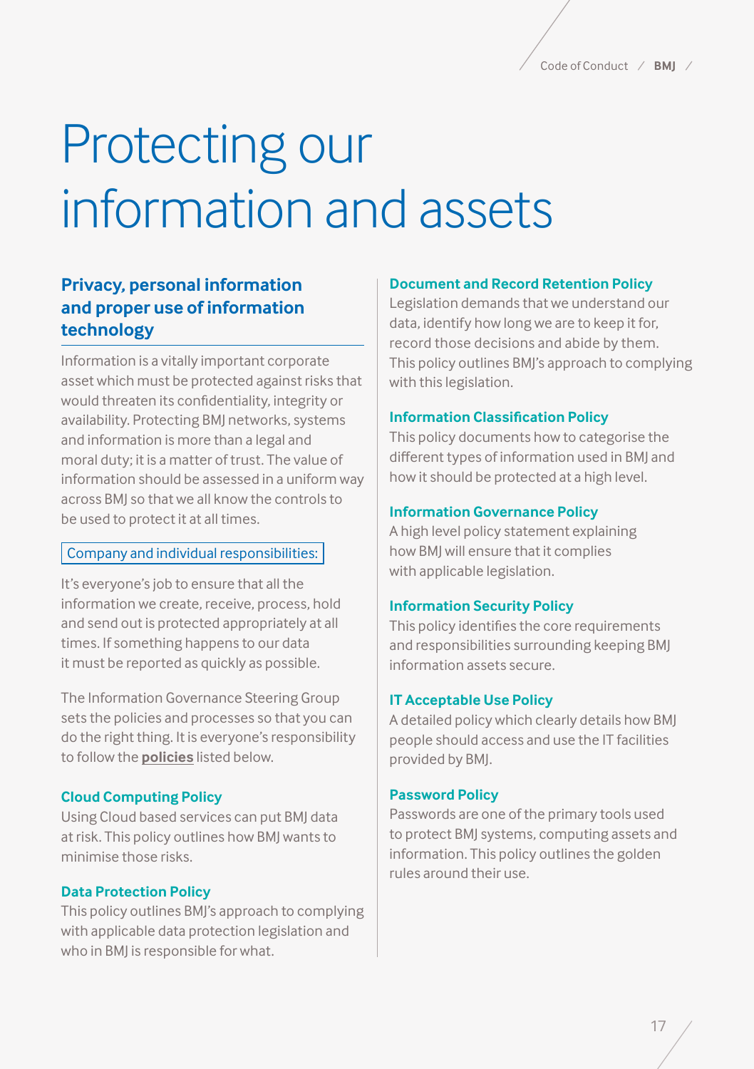# Protecting our information and assets

## Privacy, personal information and proper use of information technology

Information is a vitally important corporate asset which must be protected against risks that would threaten its confidentiality, integrity or availability. Protecting BMJ networks, systems and information is more than a legal and moral duty; it is a matter of trust. The value of information should be assessed in a uniform way across BMJ so that we all know the controls to be used to protect it at all times.

Company and individual responsibilities:

It's everyone's job to ensure that all the information we create, receive, process, hold and send out is protected appropriately at all times. If something happens to our data it must be reported as quickly as possible.

The Information Governance Steering Group sets the policies and processes so that you can do the right thing. It is everyone's responsibility to follow the **policies** listed below.

### Cloud Computing Policy

Using Cloud based services can put BMJ data at risk. This policy outlines how BMJ wants to minimise those risks.

### Data Protection Policy

This policy outlines BMJ's approach to complying with applicable data protection legislation and who in BMJ is responsible for what.

### Document and Record Retention Policy

Legislation demands that we understand our data, identify how long we are to keep it for, record those decisions and abide by them. This policy outlines BMJ's approach to complying with this legislation.

### Information Classification Policy

This policy documents how to categorise the different types of information used in BMJ and how it should be protected at a high level.

### Information Governance Policy

A high level policy statement explaining how BMJ will ensure that it complies with applicable legislation.

### Information Security Policy

This policy identifies the core requirements and responsibilities surrounding keeping BMJ information assets secure.

### IT Acceptable Use Policy

A detailed policy which clearly details how BMJ people should access and use the IT facilities provided by BMJ.

### Password Policy

Passwords are one of the primary tools used to protect BMJ systems, computing assets and information. This policy outlines the golden rules around their use.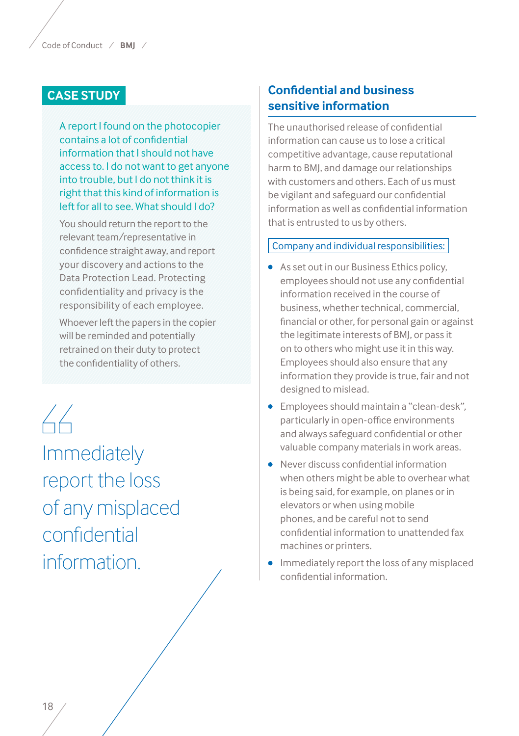**CASE STUDY**

A report I found on the photocopier contains a lot of confidential information that I should not have access to. I do not want to get anyone into trouble, but I do not think it is right that this kind of information is left for all to see. What should I do?

You should return the report to the relevant team/representative in confidence straight away, and report your discovery and actions to the Data Protection Lead. Protecting confidentiality and privacy is the responsibility of each employee.

Whoever left the papers in the copier will be reminded and potentially retrained on their duty to protect the confidentiality of others.

> Immediately report the loss of any misplaced confidential information.

## Confidential and business sensitive information

The unauthorised release of confidential information can cause us to lose a critical competitive advantage, cause reputational harm to BMJ, and damage our relationships with customers and others. Each of us must be vigilant and safeguard our confidential information as well as confidential information that is entrusted to us by others.

### Company and individual responsibilities:

- As set out in our Business Ethics policy, employees should not use any confidential information received in the course of business, whether technical, commercial, financial or other, for personal gain or against the legitimate interests of BMJ, or pass it on to others who might use it in this way. Employees should also ensure that any information they provide is true, fair and not designed to mislead.
- Employees should maintain a "clean-desk", particularly in open-office environments and always safeguard confidential or other valuable company materials in work areas.
- Never discuss confidential information when others might be able to overhear what is being said, for example, on planes or in elevators or when using mobile phones, and be careful not to send confidential information to unattended fax machines or printers.
- Immediately report the loss of any misplaced confidential information.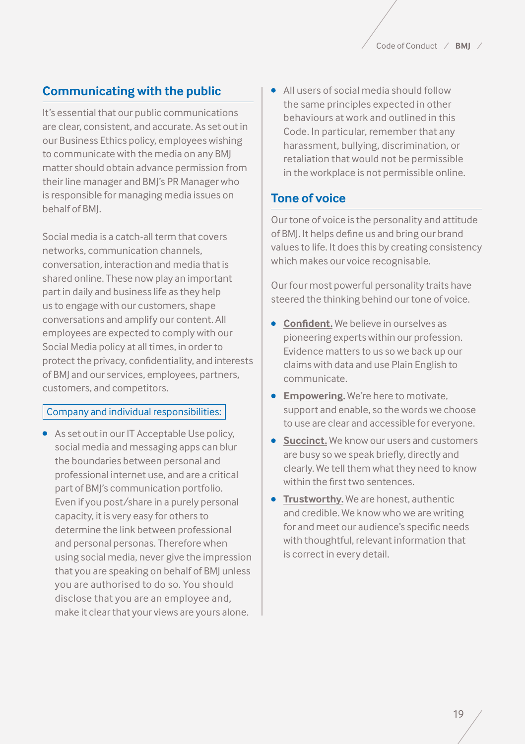## Communicating with the public

It's essential that our public communications are clear, consistent, and accurate. As set out in our Business Ethics policy, employees wishing to communicate with the media on any BMJ matter should obtain advance permission from their line manager and BMJ's PR Manager who is responsible for managing media issues on behalf of BMJ.

Social media is a catch-all term that covers networks, communication channels, conversation, interaction and media that is shared online. These now play an important part in daily and business life as they help us to engage with our customers, shape conversations and amplify our content. All employees are expected to comply with our Social Media policy at all times, in order to protect the privacy, confidentiality, and interests of BMJ and our services, employees, partners, customers, and competitors.

Company and individual responsibilities:

- As set out in our IT Acceptable Use policy, social media and messaging apps can blur the boundaries between personal and professional internet use, and are a critical part of BMJ's communication portfolio. Even if you post/share in a purely personal capacity, it is very easy for others to determine the link between professional and personal personas. Therefore when using social media, never give the impression that you are speaking on behalf of BMJ unless you are authorised to do so. You should disclose that you are an employee and, make it clear that your views are yours alone.
- All users of social media should follow the same principles expected in other behaviours at work and outlined in this Code. In particular, remember that any harassment, bullying, discrimination, or retaliation that would not be permissible in the workplace is not permissible online.

## Tone of voice

Our tone of voice is the personality and attitude of BMJ. It helps define us and bring our brand values to life. It does this by creating consistency which makes our voice recognisable.

Our four most powerful personality traits have steered the thinking behind our tone of voice.

- **Confident.** We believe in ourselves as pioneering experts within our profession. Evidence matters to us so we back up our claims with data and use Plain English to communicate.
- **Empowering.** We're here to motivate, support and enable, so the words we choose to use are clear and accessible for everyone.
- **Succinct.** We know our users and customers are busy so we speak briefly, directly and clearly. We tell them what they need to know within the first two sentences.
- **Trustworthy.** We are honest, authentic and credible. We know who we are writing for and meet our audience's specific needs with thoughtful, relevant information that is correct in every detail.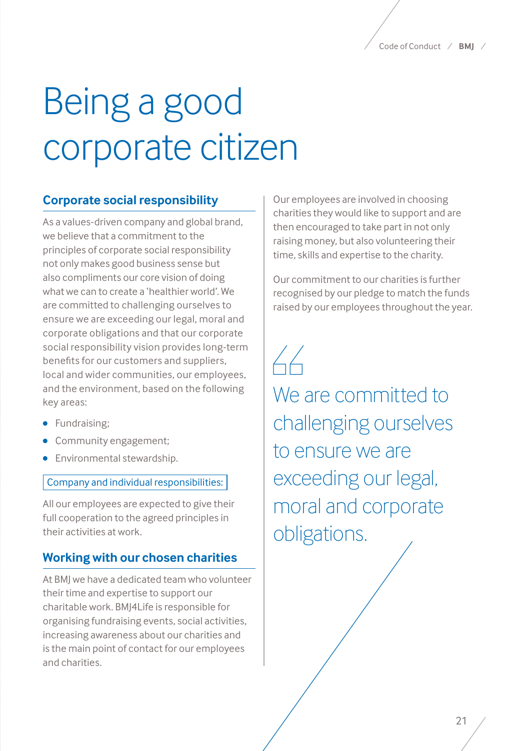# Being a good corporate citizen

## Corporate social responsibility

As a values-driven company and global brand, we believe that a commitment to the principles of corporate social responsibility not only makes good business sense but also compliments our core vision of doing what we can to create a 'healthier world'. We are committed to challenging ourselves to ensure we are exceeding our legal, moral and corporate obligations and that our corporate social responsibility vision provides long-term benefits for our customers and suppliers, local and wider communities, our employees, and the environment, based on the following key areas:

- Fundraising;
- Community engagement;
- Environmental stewardship.

**Company and individual responsibilities:**

All our employees are expected to give their full cooperation to the agreed principles in their activities at work.

## Working with our chosen charities

At BMJ we have a dedicated team who volunteer their time and expertise to support our charitable work. BMJ4Life is responsible for organising fundraising events, social activities, increasing awareness about our charities and is the main point of contact for our employees and charities.

Our employees are involved in choosing charities they would like to support and are then encouraged to take part in not only raising money, but also volunteering their time, skills and expertise to the charity.

Our commitment to our charities is further recognised by our pledge to match the funds raised by our employees throughout the year.

> We are committed to challenging ourselves to ensure we are exceeding our legal, moral and corporate obligations.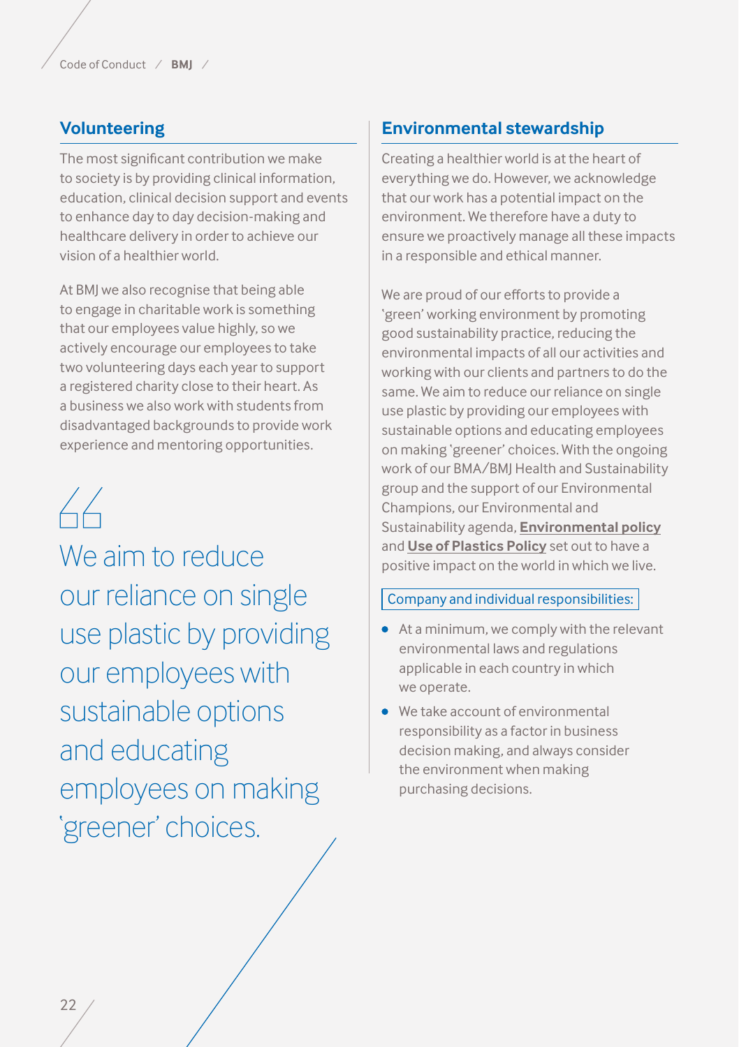## Volunteering

The most significant contribution we make to society is by providing clinical information, education, clinical decision support and events to enhance day to day decision-making and healthcare delivery in order to achieve our vision of a healthier world.

At BMJ we also recognise that being able to engage in charitable work is something that our employees value highly, so we actively encourage our employees to take two volunteering days each year to support a registered charity close to their heart. As a business we also work with students from disadvantaged backgrounds to provide work experience and mentoring opportunities.

> We aim to reduce our reliance on single use plastic by providing our employees with sustainable options and educating employees on making 'greener' choices.

## Environmental stewardship

Creating a healthier world is at the heart of everything we do. However, we acknowledge that our work has a potential impact on the environment. We therefore have a duty to ensure we proactively manage all these impacts in a responsible and ethical manner.

We are proud of our efforts to provide a 'green' working environment by promoting good sustainability practice, reducing the environmental impacts of all our activities and working with our clients and partners to do the same. We aim to reduce our reliance on single use plastic by providing our employees with sustainable options and educating employees on making 'greener' choices. With the ongoing work of our BMA/BMJ Health and Sustainability group and the support of our Environmental Champions, our Environmental and Sustainability agenda, **Environmental policy** and **Use of Plastics Policy** set out to have a positive impact on the world in which we live.

Company and individual responsibilities:

- At a minimum, we comply with the relevant environmental laws and regulations applicable in each country in which we operate.
- We take account of environmental responsibility as a factor in business decision making, and always consider the environment when making purchasing decisions.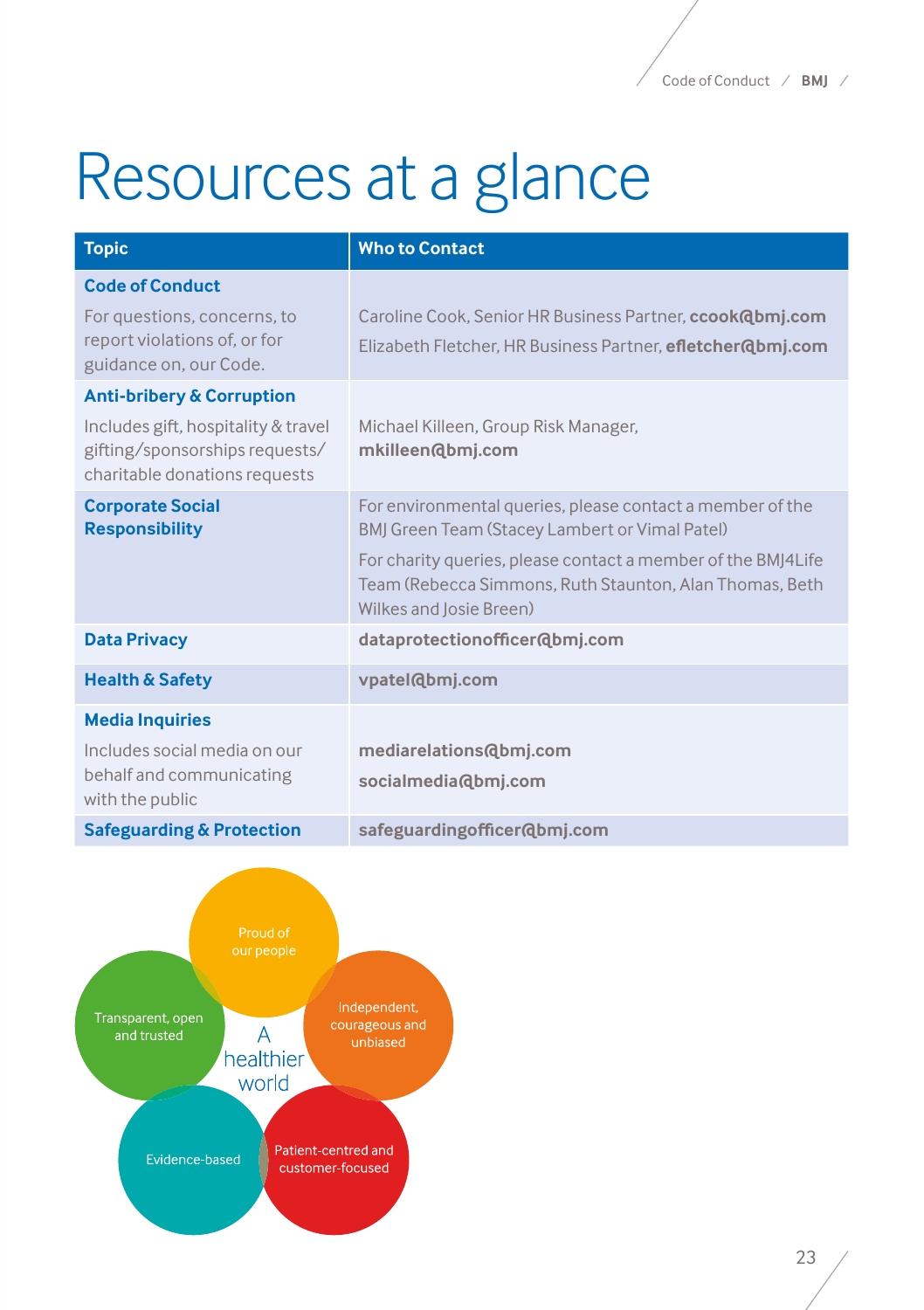# Resources at a glance

| Topic | Who to Contact |
|---|---|
| **Code of Conduct**<br>For questions, concerns, to report violations of, or for guidance on, our Code. | Caroline Cook, Senior HR Business Partner, **ccook@bmj.com**<br>Elizabeth Fletcher, HR Business Partner, **efletcher@bmj.com** |
| **Anti-bribery & Corruption**<br>Includes gift, hospitality & travel gifting/sponsorships requests/ charitable donations requests | Michael Killeen, Group Risk Manager, **mkilleen@bmj.com** |
| **Corporate Social Responsibility** | For environmental queries, please contact a member of the BMJ Green Team (Stacey Lambert or Vimal Patel)<br>For charity queries, please contact a member of the BMJ4Life Team (Rebecca Simmons, Ruth Staunton, Alan Thomas, Beth Wilkes and Josie Breen) |
| **Data Privacy** | **dataprotectionofficer@bmj.com** |
| **Health & Safety** | **vpatel@bmj.com** |
| **Media Inquiries**<br>Includes social media on our behalf and communicating with the public | **mediarelations@bmj.com**<br>**socialmedia@bmj.com** |
| **Safeguarding & Protection** | **safeguardingofficer@bmj.com** |

A healthier world

- Proud of our people
- Independent, courageous and unbiased
- Patient-centred and customer-focused
- Evidence-based
- Transparent, open and trusted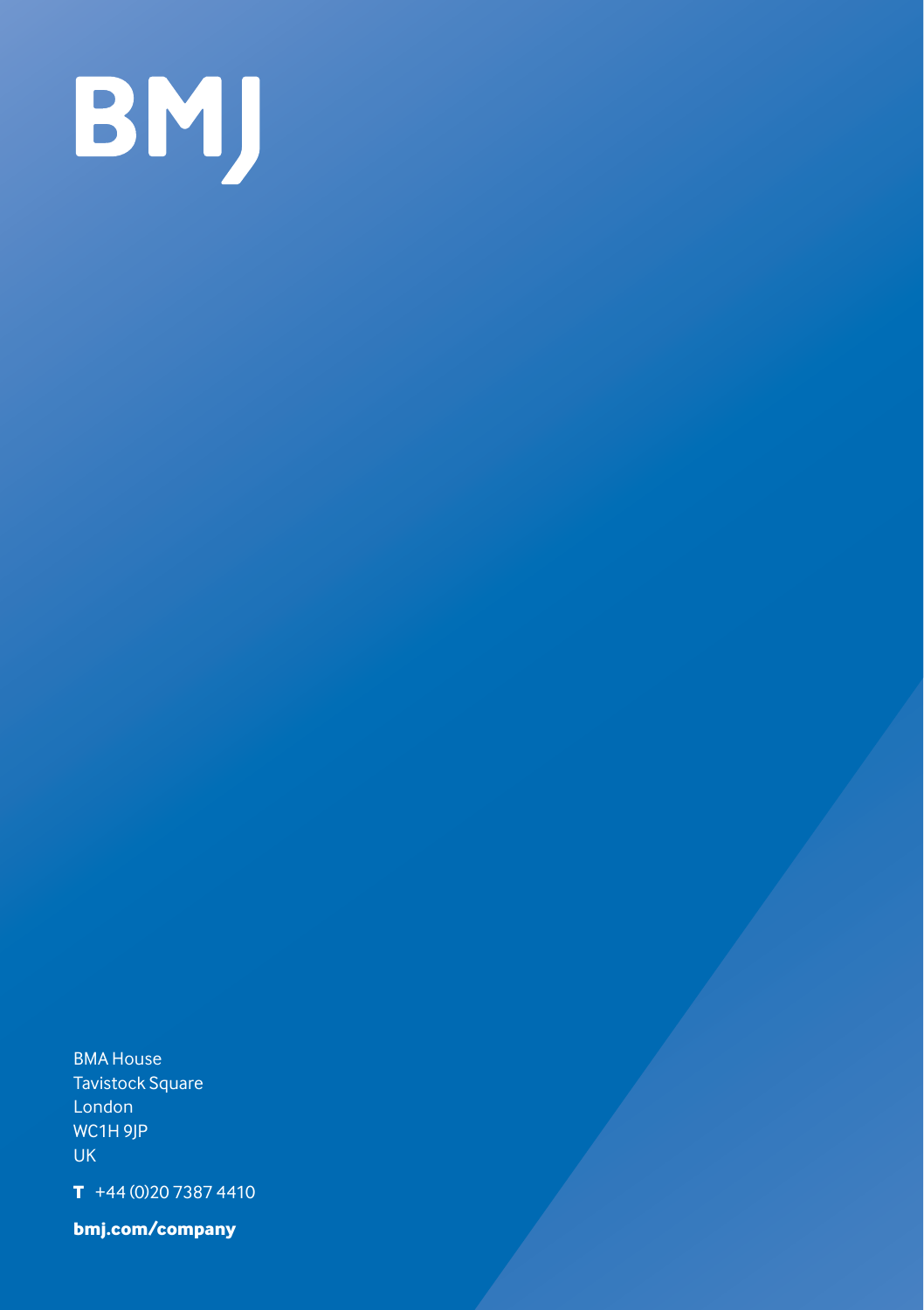# BMJ

BMA House
Tavistock Square
London
WC1H 9JP
UK

**T** +44 (0)20 7387 4410

**bmj.com/company**